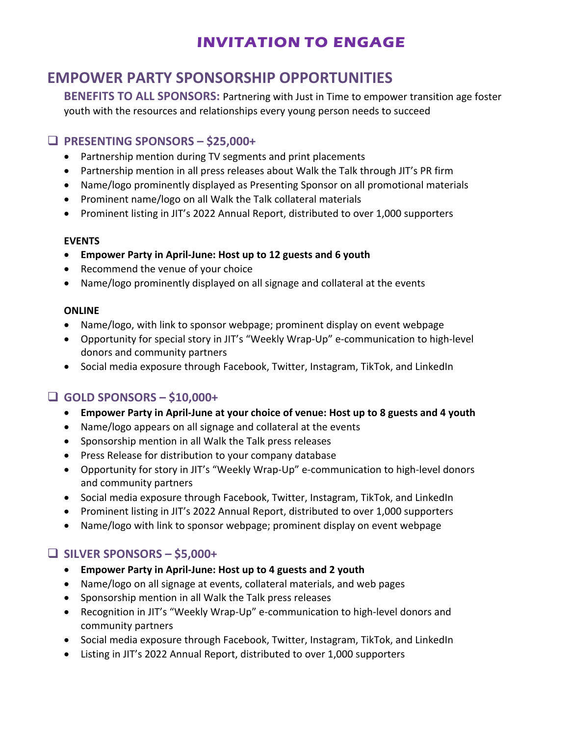# INVITATION TO ENGAGE

## EMPOWER PARTY SPONSORSHIP OPPORTUNITIES

**BENEFITS TO ALL SPONSORS:** Partnering with Just in Time to empower transition age foster youth with the resources and relationships every young person needs to succeed

### ❑ PRESENTING SPONSORS – $25,000+

- Partnership mention during TV segments and print placements
- Partnership mention in all press releases about Walk the Talk through JIT's PR firm
- Name/logo prominently displayed as Presenting Sponsor on all promotional materials
- Prominent name/logo on all Walk the Talk collateral materials
- Prominent listing in JIT's 2022 Annual Report, distributed to over 1,000 supporters

**EVENTS**

- **Empower Party in April-June: Host up to 12 guests and 6 youth**
- Recommend the venue of your choice
- Name/logo prominently displayed on all signage and collateral at the events

**ONLINE**

- Name/logo, with link to sponsor webpage; prominent display on event webpage
- Opportunity for special story in JIT's "Weekly Wrap-Up" e-communication to high-level donors and community partners
- Social media exposure through Facebook, Twitter, Instagram, TikTok, and LinkedIn

### ❑ GOLD SPONSORS – $10,000+

- **Empower Party in April-June at your choice of venue: Host up to 8 guests and 4 youth**
- Name/logo appears on all signage and collateral at the events
- Sponsorship mention in all Walk the Talk press releases
- Press Release for distribution to your company database
- Opportunity for story in JIT's "Weekly Wrap-Up" e-communication to high-level donors and community partners
- Social media exposure through Facebook, Twitter, Instagram, TikTok, and LinkedIn
- Prominent listing in JIT's 2022 Annual Report, distributed to over 1,000 supporters
- Name/logo with link to sponsor webpage; prominent display on event webpage

### ❑ SILVER SPONSORS – $5,000+

- **Empower Party in April-June: Host up to 4 guests and 2 youth**
- Name/logo on all signage at events, collateral materials, and web pages
- Sponsorship mention in all Walk the Talk press releases
- Recognition in JIT's "Weekly Wrap-Up" e-communication to high-level donors and community partners
- Social media exposure through Facebook, Twitter, Instagram, TikTok, and LinkedIn
- Listing in JIT's 2022 Annual Report, distributed to over 1,000 supporters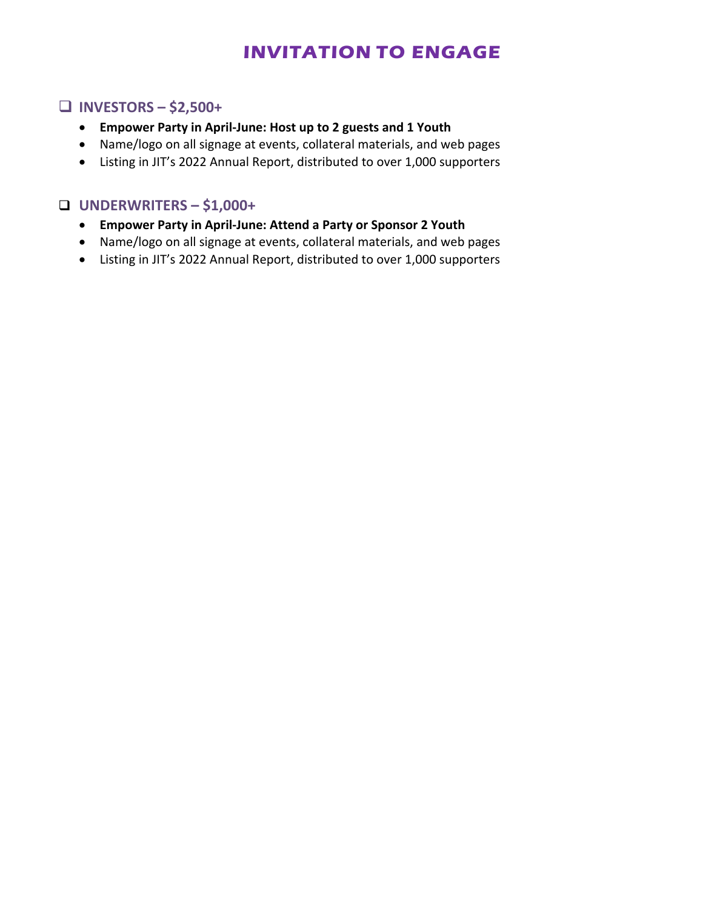# INVITATION TO ENGAGE

## ❑ INVESTORS – $2,500+

- **Empower Party in April-June: Host up to 2 guests and 1 Youth**
- Name/logo on all signage at events, collateral materials, and web pages
- Listing in JIT's 2022 Annual Report, distributed to over 1,000 supporters

## ❑ UNDERWRITERS – $1,000+

- **Empower Party in April-June: Attend a Party or Sponsor 2 Youth**
- Name/logo on all signage at events, collateral materials, and web pages
- Listing in JIT's 2022 Annual Report, distributed to over 1,000 supporters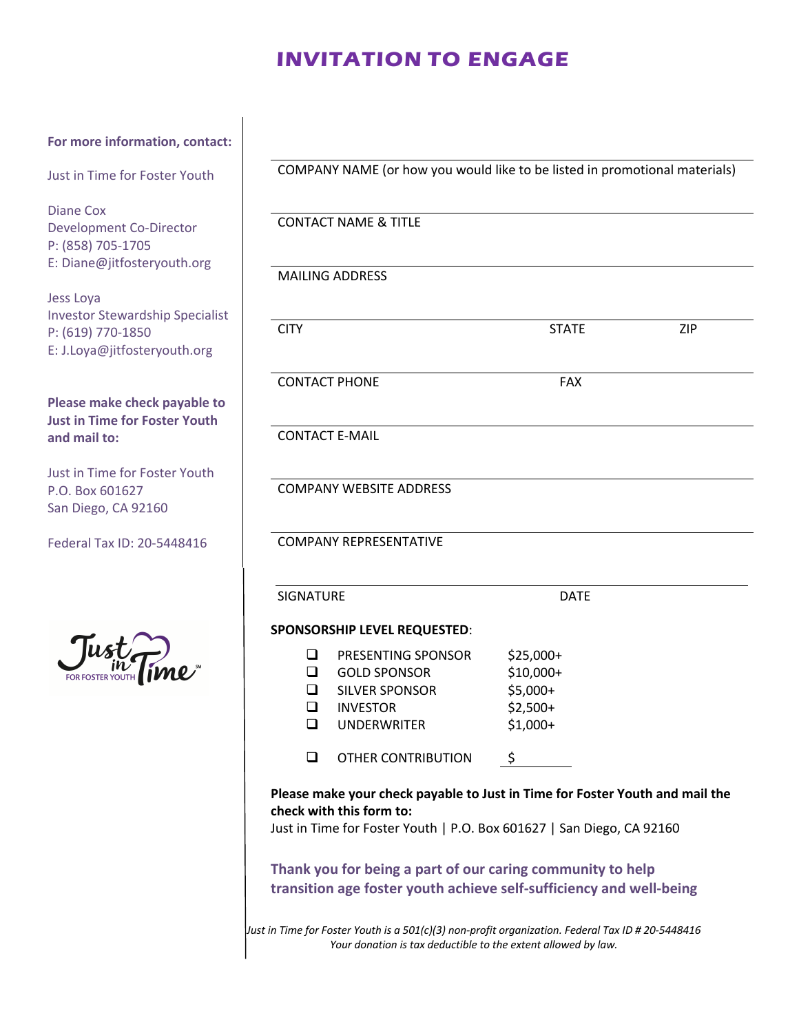# INVITATION TO ENGAGE

**For more information, contact:**

Just in Time for Foster Youth

Diane Cox
Development Co-Director
P: (858) 705-1705
E: Diane@jitfosteryouth.org

Jess Loya
Investor Stewardship Specialist
P: (619) 770-1850
E: J.Loya@jitfosteryouth.org

**Please make check payable to Just in Time for Foster Youth and mail to:**

Just in Time for Foster Youth
P.O. Box 601627
San Diego, CA 92160

Federal Tax ID: 20-5448416

---

COMPANY NAME (or how you would like to be listed in promotional materials)

---

CONTACT NAME & TITLE

---

MAILING ADDRESS

---

CITY STATE ZIP

---

CONTACT PHONE FAX

---

CONTACT E-MAIL

---

COMPANY WEBSITE ADDRESS

---

COMPANY REPRESENTATIVE

---

SIGNATURE DATE

**SPONSORSHIP LEVEL REQUESTED**:

- ❑ PRESENTING SPONSOR $25,000+
- ❑ GOLD SPONSOR $10,000+
- ❑ SILVER SPONSOR $5,000+
- ❑ INVESTOR $2,500+
- ❑ UNDERWRITER $1,000+
- ❑ OTHER CONTRIBUTION $ ________

**Please make your check payable to Just in Time for Foster Youth and mail the check with this form to:**
Just in Time for Foster Youth | P.O. Box 601627 | San Diego, CA 92160

**Thank you for being a part of our caring community to help transition age foster youth achieve self-sufficiency and well-being**

*Just in Time for Foster Youth is a 501(c)(3) non-profit organization. Federal Tax ID # 20-5448416*
*Your donation is tax deductible to the extent allowed by law.*